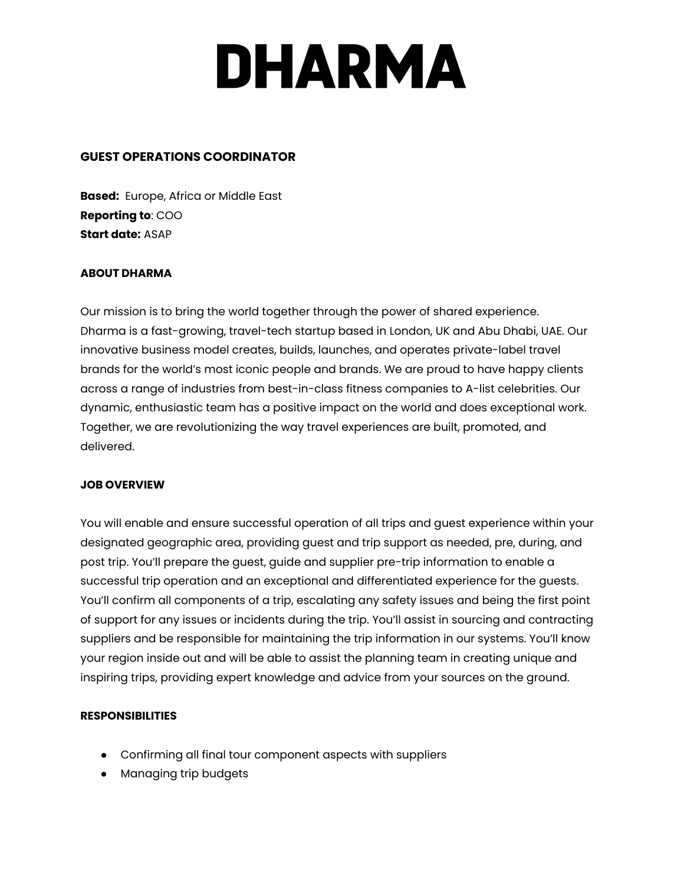# DHARMA

## GUEST OPERATIONS COORDINATOR

**Based:** Europe, Africa or Middle East
**Reporting to**: COO
**Start date:** ASAP

### ABOUT DHARMA

Our mission is to bring the world together through the power of shared experience. Dharma is a fast-growing, travel-tech startup based in London, UK and Abu Dhabi, UAE. Our innovative business model creates, builds, launches, and operates private-label travel brands for the world's most iconic people and brands. We are proud to have happy clients across a range of industries from best-in-class fitness companies to A-list celebrities. Our dynamic, enthusiastic team has a positive impact on the world and does exceptional work. Together, we are revolutionizing the way travel experiences are built, promoted, and delivered.

### JOB OVERVIEW

You will enable and ensure successful operation of all trips and guest experience within your designated geographic area, providing guest and trip support as needed, pre, during, and post trip. You'll prepare the guest, guide and supplier pre-trip information to enable a successful trip operation and an exceptional and differentiated experience for the guests. You'll confirm all components of a trip, escalating any safety issues and being the first point of support for any issues or incidents during the trip. You'll assist in sourcing and contracting suppliers and be responsible for maintaining the trip information in our systems. You'll know your region inside out and will be able to assist the planning team in creating unique and inspiring trips, providing expert knowledge and advice from your sources on the ground.

### RESPONSIBILITIES

- Confirming all final tour component aspects with suppliers
- Managing trip budgets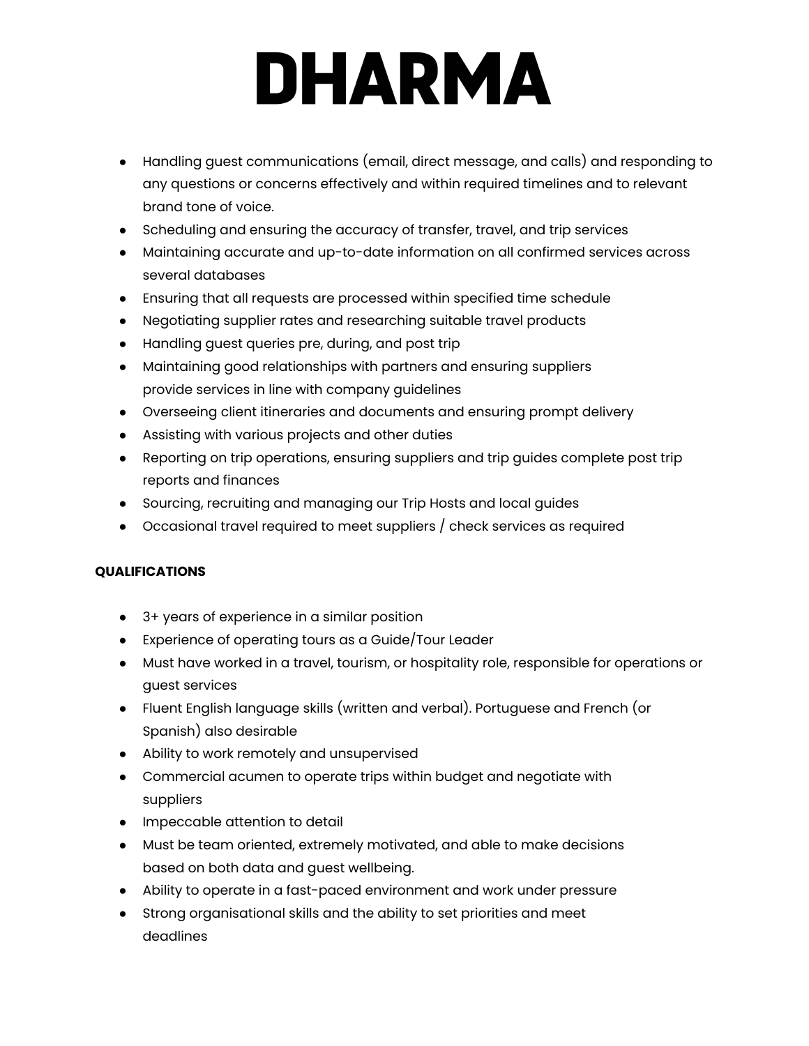# DHARMA

- Handling guest communications (email, direct message, and calls) and responding to any questions or concerns effectively and within required timelines and to relevant brand tone of voice.
- Scheduling and ensuring the accuracy of transfer, travel, and trip services
- Maintaining accurate and up-to-date information on all confirmed services across several databases
- Ensuring that all requests are processed within specified time schedule
- Negotiating supplier rates and researching suitable travel products
- Handling guest queries pre, during, and post trip
- Maintaining good relationships with partners and ensuring suppliers provide services in line with company guidelines
- Overseeing client itineraries and documents and ensuring prompt delivery
- Assisting with various projects and other duties
- Reporting on trip operations, ensuring suppliers and trip guides complete post trip reports and finances
- Sourcing, recruiting and managing our Trip Hosts and local guides
- Occasional travel required to meet suppliers / check services as required

**QUALIFICATIONS**

- 3+ years of experience in a similar position
- Experience of operating tours as a Guide/Tour Leader
- Must have worked in a travel, tourism, or hospitality role, responsible for operations or guest services
- Fluent English language skills (written and verbal). Portuguese and French (or Spanish) also desirable
- Ability to work remotely and unsupervised
- Commercial acumen to operate trips within budget and negotiate with suppliers
- Impeccable attention to detail
- Must be team oriented, extremely motivated, and able to make decisions based on both data and guest wellbeing.
- Ability to operate in a fast-paced environment and work under pressure
- Strong organisational skills and the ability to set priorities and meet deadlines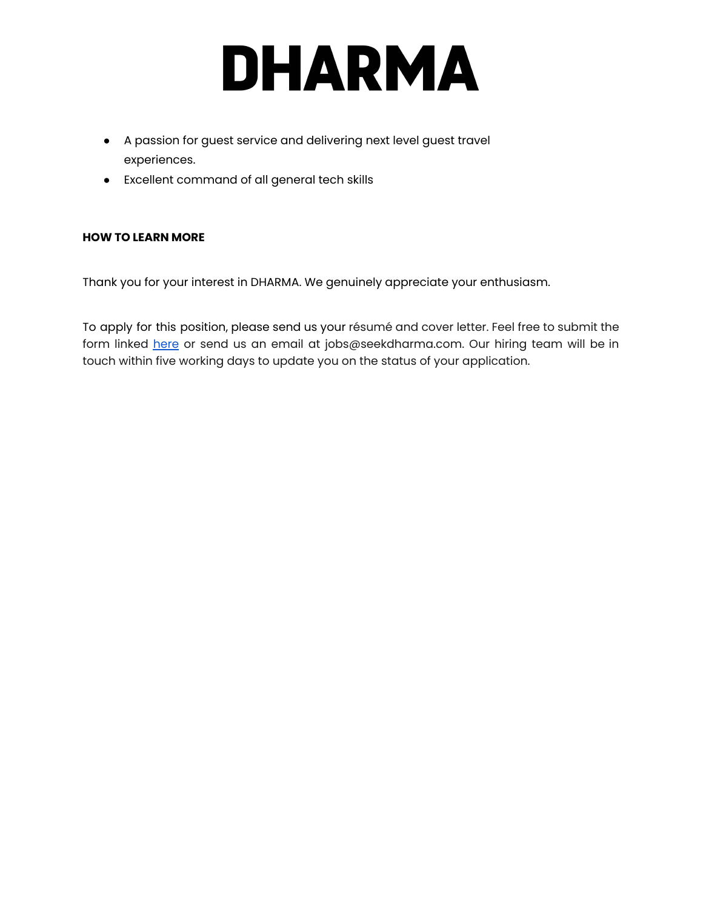# DHARMA

- A passion for guest service and delivering next level guest travel experiences.
- Excellent command of all general tech skills

**HOW TO LEARN MORE**

Thank you for your interest in DHARMA. We genuinely appreciate your enthusiasm.

To apply for this position, please send us your résumé and cover letter. Feel free to submit the form linked here or send us an email at jobs@seekdharma.com. Our hiring team will be in touch within five working days to update you on the status of your application.